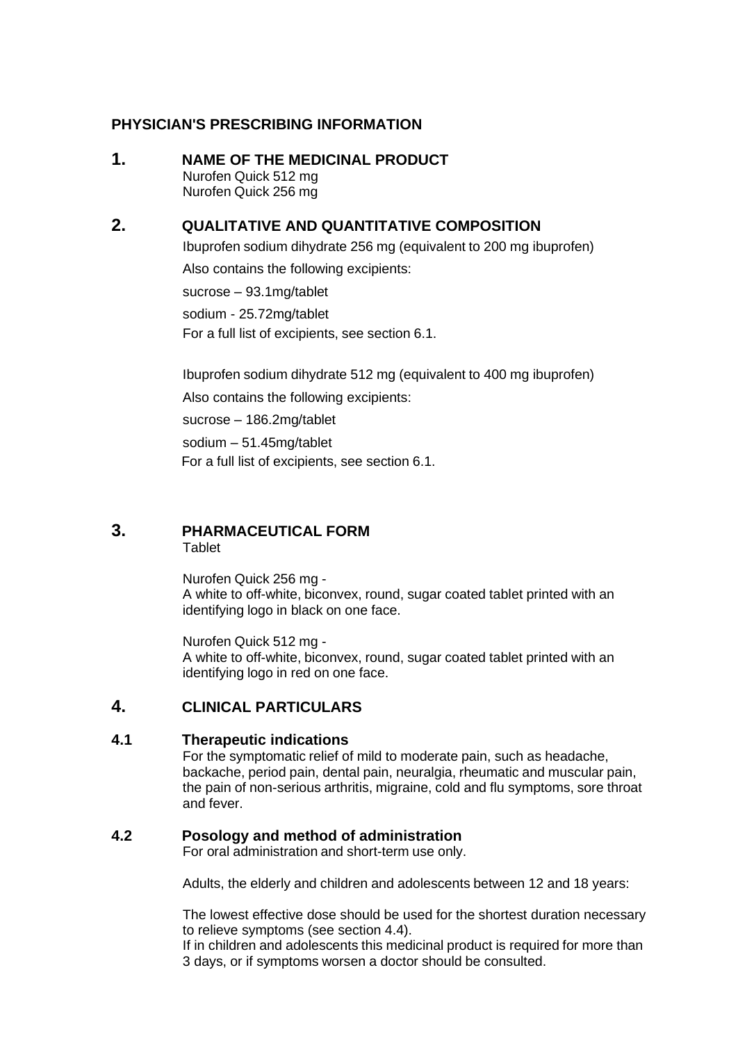**PHYSICIAN'S PRESCRIBING INFORMATION**

## 1. NAME OF THE MEDICINAL PRODUCT

Nurofen Quick 512 mg
Nurofen Quick 256 mg

## 2. QUALITATIVE AND QUANTITATIVE COMPOSITION

Ibuprofen sodium dihydrate 256 mg (equivalent to 200 mg ibuprofen)

Also contains the following excipients:

sucrose – 93.1mg/tablet

sodium - 25.72mg/tablet

For a full list of excipients, see section 6.1.

Ibuprofen sodium dihydrate 512 mg (equivalent to 400 mg ibuprofen)

Also contains the following excipients:

sucrose – 186.2mg/tablet

sodium – 51.45mg/tablet

For a full list of excipients, see section 6.1.

## 3. PHARMACEUTICAL FORM

Tablet

Nurofen Quick 256 mg -
A white to off-white, biconvex, round, sugar coated tablet printed with an identifying logo in black on one face.

Nurofen Quick 512 mg -
A white to off-white, biconvex, round, sugar coated tablet printed with an identifying logo in red on one face.

## 4. CLINICAL PARTICULARS

### 4.1 Therapeutic indications

For the symptomatic relief of mild to moderate pain, such as headache, backache, period pain, dental pain, neuralgia, rheumatic and muscular pain, the pain of non-serious arthritis, migraine, cold and flu symptoms, sore throat and fever.

### 4.2 Posology and method of administration

For oral administration and short-term use only.

Adults, the elderly and children and adolescents between 12 and 18 years:

The lowest effective dose should be used for the shortest duration necessary to relieve symptoms (see section 4.4).
If in children and adolescents this medicinal product is required for more than 3 days, or if symptoms worsen a doctor should be consulted.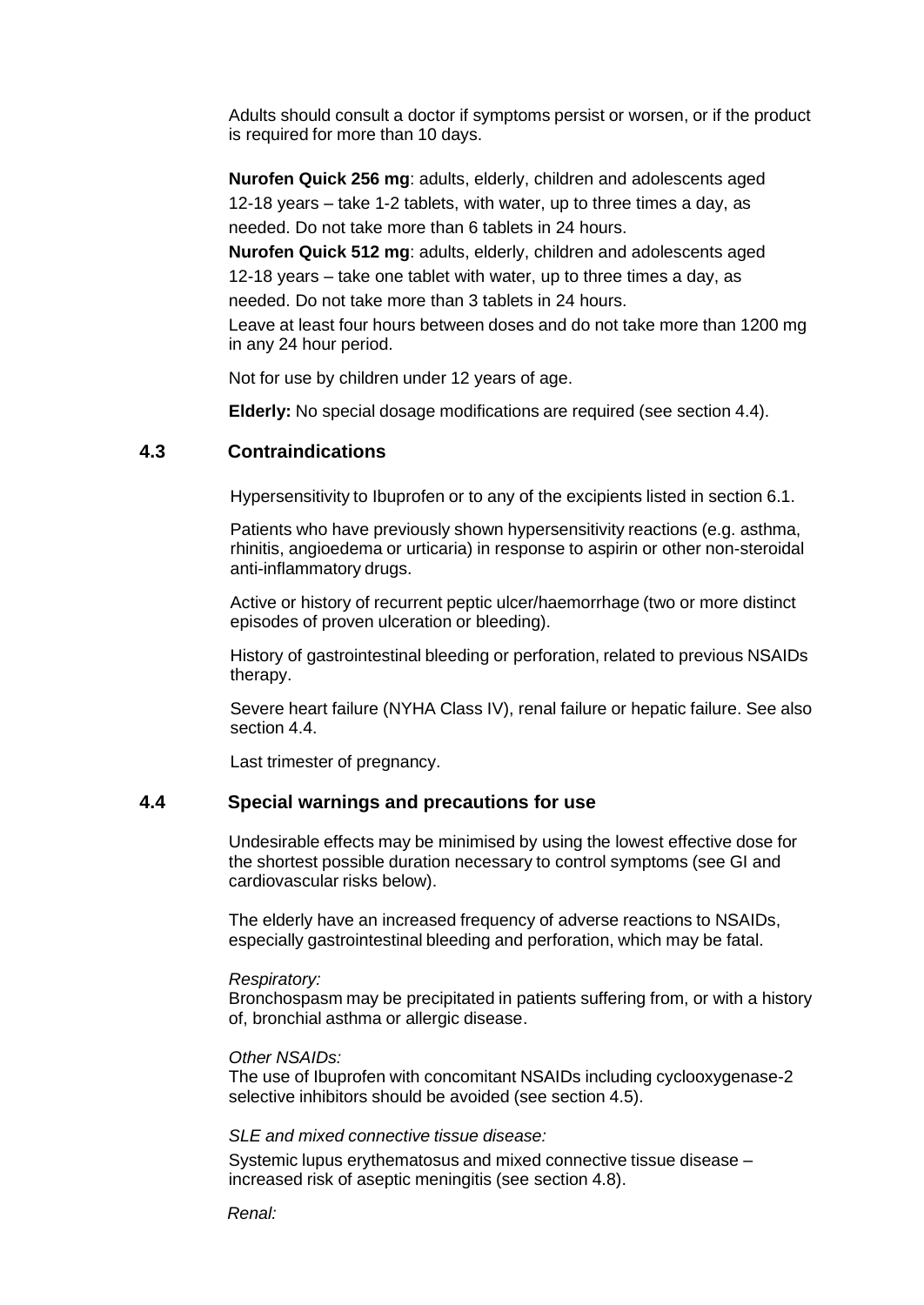Adults should consult a doctor if symptoms persist or worsen, or if the product is required for more than 10 days.

**Nurofen Quick 256 mg**: adults, elderly, children and adolescents aged 12-18 years – take 1-2 tablets, with water, up to three times a day, as needed. Do not take more than 6 tablets in 24 hours.

**Nurofen Quick 512 mg**: adults, elderly, children and adolescents aged 12-18 years – take one tablet with water, up to three times a day, as needed. Do not take more than 3 tablets in 24 hours.

Leave at least four hours between doses and do not take more than 1200 mg in any 24 hour period.

Not for use by children under 12 years of age.

**Elderly:** No special dosage modifications are required (see section 4.4).

## 4.3 Contraindications

Hypersensitivity to Ibuprofen or to any of the excipients listed in section 6.1.

Patients who have previously shown hypersensitivity reactions (e.g. asthma, rhinitis, angioedema or urticaria) in response to aspirin or other non-steroidal anti-inflammatory drugs.

Active or history of recurrent peptic ulcer/haemorrhage (two or more distinct episodes of proven ulceration or bleeding).

History of gastrointestinal bleeding or perforation, related to previous NSAIDs therapy.

Severe heart failure (NYHA Class IV), renal failure or hepatic failure. See also section 4.4.

Last trimester of pregnancy.

## 4.4 Special warnings and precautions for use

Undesirable effects may be minimised by using the lowest effective dose for the shortest possible duration necessary to control symptoms (see GI and cardiovascular risks below).

The elderly have an increased frequency of adverse reactions to NSAIDs, especially gastrointestinal bleeding and perforation, which may be fatal.

*Respiratory:*
Bronchospasm may be precipitated in patients suffering from, or with a history of, bronchial asthma or allergic disease.

*Other NSAIDs:*
The use of Ibuprofen with concomitant NSAIDs including cyclooxygenase-2 selective inhibitors should be avoided (see section 4.5).

*SLE and mixed connective tissue disease:*

Systemic lupus erythematosus and mixed connective tissue disease – increased risk of aseptic meningitis (see section 4.8).

*Renal:*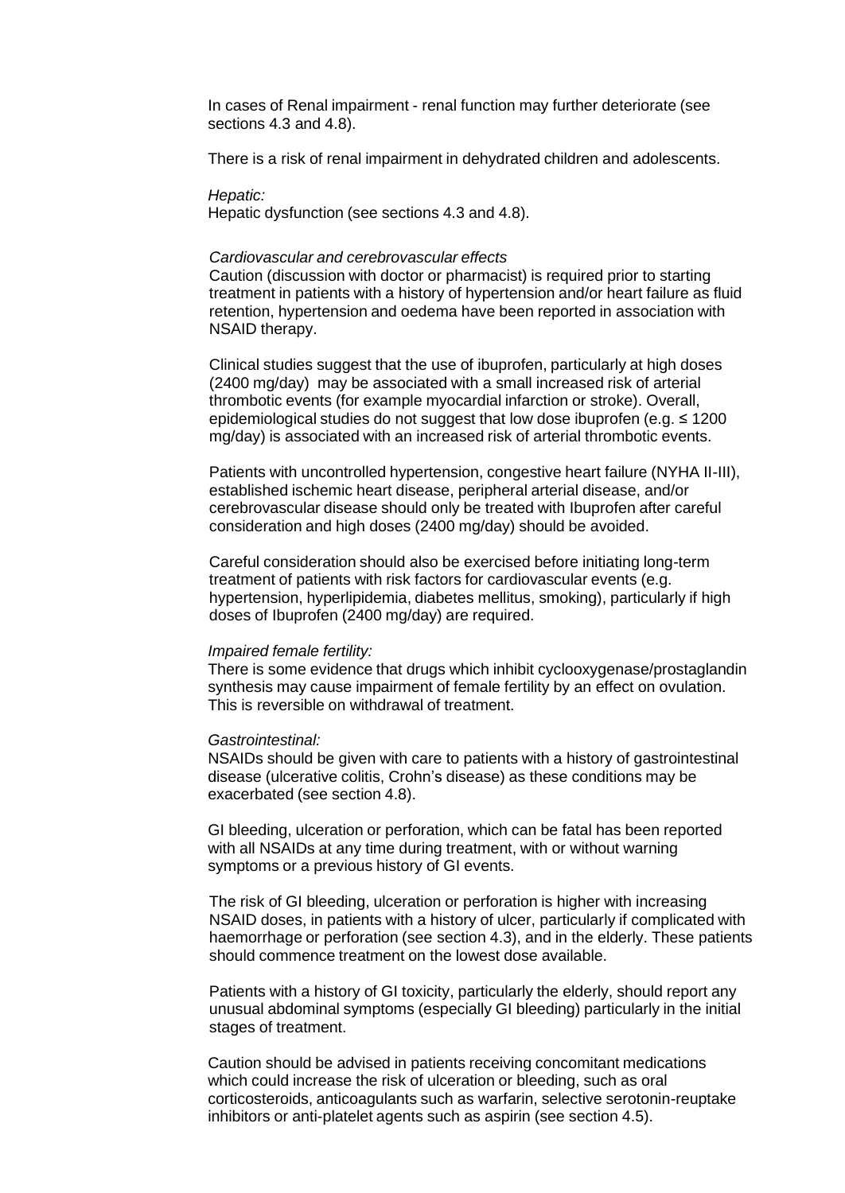In cases of Renal impairment - renal function may further deteriorate (see sections 4.3 and 4.8).

There is a risk of renal impairment in dehydrated children and adolescents.

*Hepatic:*

Hepatic dysfunction (see sections 4.3 and 4.8).

*Cardiovascular and cerebrovascular effects*

Caution (discussion with doctor or pharmacist) is required prior to starting treatment in patients with a history of hypertension and/or heart failure as fluid retention, hypertension and oedema have been reported in association with NSAID therapy.

Clinical studies suggest that the use of ibuprofen, particularly at high doses (2400 mg/day) may be associated with a small increased risk of arterial thrombotic events (for example myocardial infarction or stroke). Overall, epidemiological studies do not suggest that low dose ibuprofen (e.g. ≤ 1200 mg/day) is associated with an increased risk of arterial thrombotic events.

Patients with uncontrolled hypertension, congestive heart failure (NYHA II-III), established ischemic heart disease, peripheral arterial disease, and/or cerebrovascular disease should only be treated with Ibuprofen after careful consideration and high doses (2400 mg/day) should be avoided.

Careful consideration should also be exercised before initiating long-term treatment of patients with risk factors for cardiovascular events (e.g. hypertension, hyperlipidemia, diabetes mellitus, smoking), particularly if high doses of Ibuprofen (2400 mg/day) are required.

*Impaired female fertility:*

There is some evidence that drugs which inhibit cyclooxygenase/prostaglandin synthesis may cause impairment of female fertility by an effect on ovulation. This is reversible on withdrawal of treatment.

*Gastrointestinal:*

NSAIDs should be given with care to patients with a history of gastrointestinal disease (ulcerative colitis, Crohn's disease) as these conditions may be exacerbated (see section 4.8).

GI bleeding, ulceration or perforation, which can be fatal has been reported with all NSAIDs at any time during treatment, with or without warning symptoms or a previous history of GI events.

The risk of GI bleeding, ulceration or perforation is higher with increasing NSAID doses, in patients with a history of ulcer, particularly if complicated with haemorrhage or perforation (see section 4.3), and in the elderly. These patients should commence treatment on the lowest dose available.

Patients with a history of GI toxicity, particularly the elderly, should report any unusual abdominal symptoms (especially GI bleeding) particularly in the initial stages of treatment.

Caution should be advised in patients receiving concomitant medications which could increase the risk of ulceration or bleeding, such as oral corticosteroids, anticoagulants such as warfarin, selective serotonin-reuptake inhibitors or anti-platelet agents such as aspirin (see section 4.5).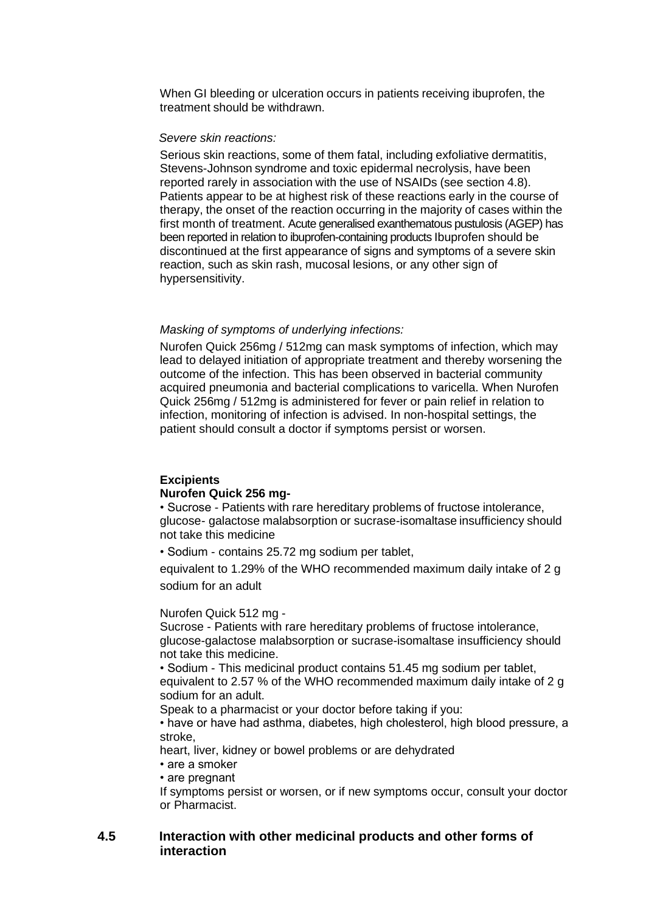When GI bleeding or ulceration occurs in patients receiving ibuprofen, the treatment should be withdrawn.

*Severe skin reactions:*

Serious skin reactions, some of them fatal, including exfoliative dermatitis, Stevens-Johnson syndrome and toxic epidermal necrolysis, have been reported rarely in association with the use of NSAIDs (see section 4.8). Patients appear to be at highest risk of these reactions early in the course of therapy, the onset of the reaction occurring in the majority of cases within the first month of treatment. Acute generalised exanthematous pustulosis (AGEP) has been reported in relation to ibuprofen-containing products Ibuprofen should be discontinued at the first appearance of signs and symptoms of a severe skin reaction, such as skin rash, mucosal lesions, or any other sign of hypersensitivity.

*Masking of symptoms of underlying infections:*

Nurofen Quick 256mg / 512mg can mask symptoms of infection, which may lead to delayed initiation of appropriate treatment and thereby worsening the outcome of the infection. This has been observed in bacterial community acquired pneumonia and bacterial complications to varicella. When Nurofen Quick 256mg / 512mg is administered for fever or pain relief in relation to infection, monitoring of infection is advised. In non-hospital settings, the patient should consult a doctor if symptoms persist or worsen.

**Excipients**

**Nurofen Quick 256 mg-**

• Sucrose - Patients with rare hereditary problems of fructose intolerance, glucose- galactose malabsorption or sucrase-isomaltase insufficiency should not take this medicine

• Sodium - contains 25.72 mg sodium per tablet,

equivalent to 1.29% of the WHO recommended maximum daily intake of 2 g sodium for an adult

Nurofen Quick 512 mg -

Sucrose - Patients with rare hereditary problems of fructose intolerance, glucose-galactose malabsorption or sucrase-isomaltase insufficiency should not take this medicine.

• Sodium - This medicinal product contains 51.45 mg sodium per tablet, equivalent to 2.57 % of the WHO recommended maximum daily intake of 2 g sodium for an adult.

Speak to a pharmacist or your doctor before taking if you:

• have or have had asthma, diabetes, high cholesterol, high blood pressure, a stroke,
heart, liver, kidney or bowel problems or are dehydrated
• are a smoker
• are pregnant

If symptoms persist or worsen, or if new symptoms occur, consult your doctor or Pharmacist.

## 4.5 Interaction with other medicinal products and other forms of interaction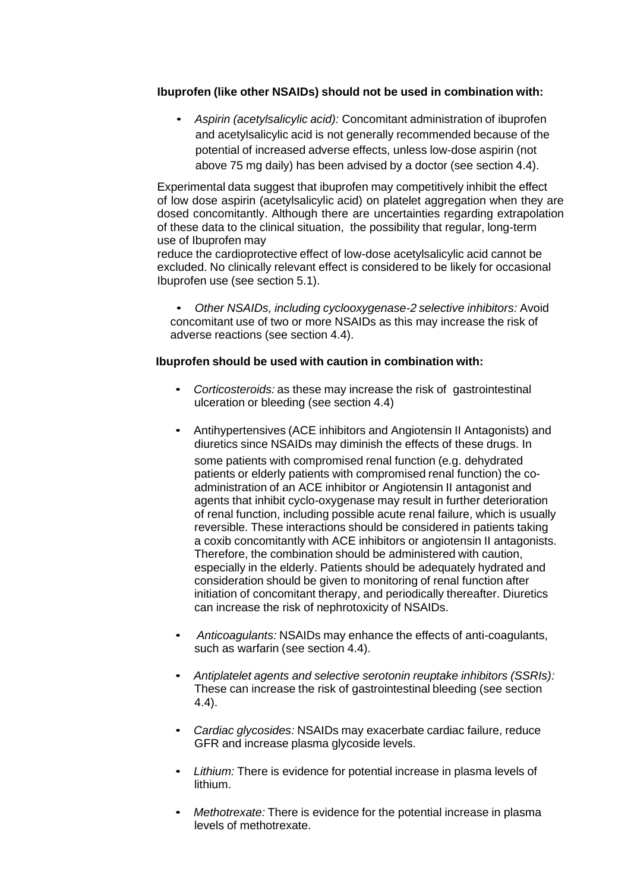**Ibuprofen (like other NSAIDs) should not be used in combination with:**

- *Aspirin (acetylsalicylic acid):* Concomitant administration of ibuprofen and acetylsalicylic acid is not generally recommended because of the potential of increased adverse effects, unless low-dose aspirin (not above 75 mg daily) has been advised by a doctor (see section 4.4).

Experimental data suggest that ibuprofen may competitively inhibit the effect of low dose aspirin (acetylsalicylic acid) on platelet aggregation when they are dosed concomitantly. Although there are uncertainties regarding extrapolation of these data to the clinical situation, the possibility that regular, long-term use of Ibuprofen may reduce the cardioprotective effect of low-dose acetylsalicylic acid cannot be excluded. No clinically relevant effect is considered to be likely for occasional Ibuprofen use (see section 5.1).

- *Other NSAIDs, including cyclooxygenase-2 selective inhibitors:* Avoid concomitant use of two or more NSAIDs as this may increase the risk of adverse reactions (see section 4.4).

**Ibuprofen should be used with caution in combination with:**

- *Corticosteroids:* as these may increase the risk of gastrointestinal ulceration or bleeding (see section 4.4)
- Antihypertensives (ACE inhibitors and Angiotensin II Antagonists) and diuretics since NSAIDs may diminish the effects of these drugs. In some patients with compromised renal function (e.g. dehydrated patients or elderly patients with compromised renal function) the co-administration of an ACE inhibitor or Angiotensin II antagonist and agents that inhibit cyclo-oxygenase may result in further deterioration of renal function, including possible acute renal failure, which is usually reversible. These interactions should be considered in patients taking a coxib concomitantly with ACE inhibitors or angiotensin II antagonists. Therefore, the combination should be administered with caution, especially in the elderly. Patients should be adequately hydrated and consideration should be given to monitoring of renal function after initiation of concomitant therapy, and periodically thereafter. Diuretics can increase the risk of nephrotoxicity of NSAIDs.
- *Anticoagulants:* NSAIDs may enhance the effects of anti-coagulants, such as warfarin (see section 4.4).
- *Antiplatelet agents and selective serotonin reuptake inhibitors (SSRIs):* These can increase the risk of gastrointestinal bleeding (see section 4.4).
- *Cardiac glycosides:* NSAIDs may exacerbate cardiac failure, reduce GFR and increase plasma glycoside levels.
- *Lithium:* There is evidence for potential increase in plasma levels of lithium.
- *Methotrexate:* There is evidence for the potential increase in plasma levels of methotrexate.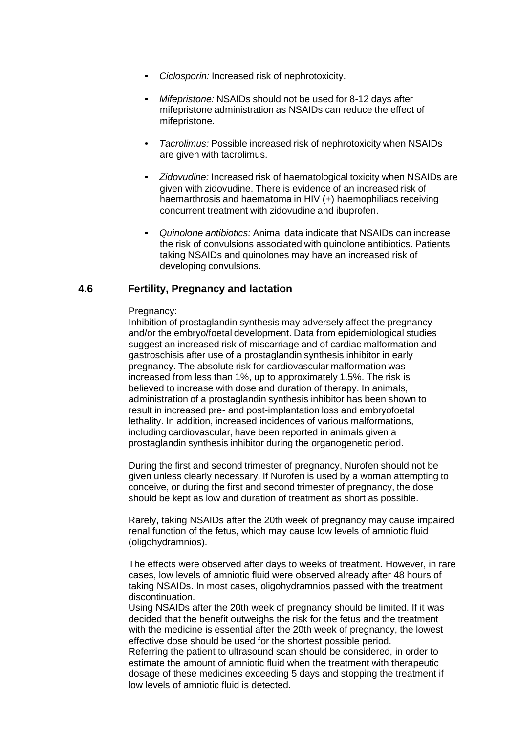- *Ciclosporin:* Increased risk of nephrotoxicity.

- *Mifepristone:* NSAIDs should not be used for 8-12 days after mifepristone administration as NSAIDs can reduce the effect of mifepristone.

- *Tacrolimus:* Possible increased risk of nephrotoxicity when NSAIDs are given with tacrolimus.

- *Zidovudine:* Increased risk of haematological toxicity when NSAIDs are given with zidovudine. There is evidence of an increased risk of haemarthrosis and haematoma in HIV (+) haemophiliacs receiving concurrent treatment with zidovudine and ibuprofen.

- *Quinolone antibiotics:* Animal data indicate that NSAIDs can increase the risk of convulsions associated with quinolone antibiotics. Patients taking NSAIDs and quinolones may have an increased risk of developing convulsions.

## 4.6 Fertility, Pregnancy and lactation

Pregnancy:
Inhibition of prostaglandin synthesis may adversely affect the pregnancy and/or the embryo/foetal development. Data from epidemiological studies suggest an increased risk of miscarriage and of cardiac malformation and gastroschisis after use of a prostaglandin synthesis inhibitor in early pregnancy. The absolute risk for cardiovascular malformation was increased from less than 1%, up to approximately 1.5%. The risk is believed to increase with dose and duration of therapy. In animals, administration of a prostaglandin synthesis inhibitor has been shown to result in increased pre- and post-implantation loss and embryofoetal lethality. In addition, increased incidences of various malformations, including cardiovascular, have been reported in animals given a prostaglandin synthesis inhibitor during the organogenetic period.

During the first and second trimester of pregnancy, Nurofen should not be given unless clearly necessary. If Nurofen is used by a woman attempting to conceive, or during the first and second trimester of pregnancy, the dose should be kept as low and duration of treatment as short as possible.

Rarely, taking NSAIDs after the 20th week of pregnancy may cause impaired renal function of the fetus, which may cause low levels of amniotic fluid (oligohydramnios).

The effects were observed after days to weeks of treatment. However, in rare cases, low levels of amniotic fluid were observed already after 48 hours of taking NSAIDs. In most cases, oligohydramnios passed with the treatment discontinuation.
Using NSAIDs after the 20th week of pregnancy should be limited. If it was decided that the benefit outweighs the risk for the fetus and the treatment with the medicine is essential after the 20th week of pregnancy, the lowest effective dose should be used for the shortest possible period.
Referring the patient to ultrasound scan should be considered, in order to estimate the amount of amniotic fluid when the treatment with therapeutic dosage of these medicines exceeding 5 days and stopping the treatment if low levels of amniotic fluid is detected.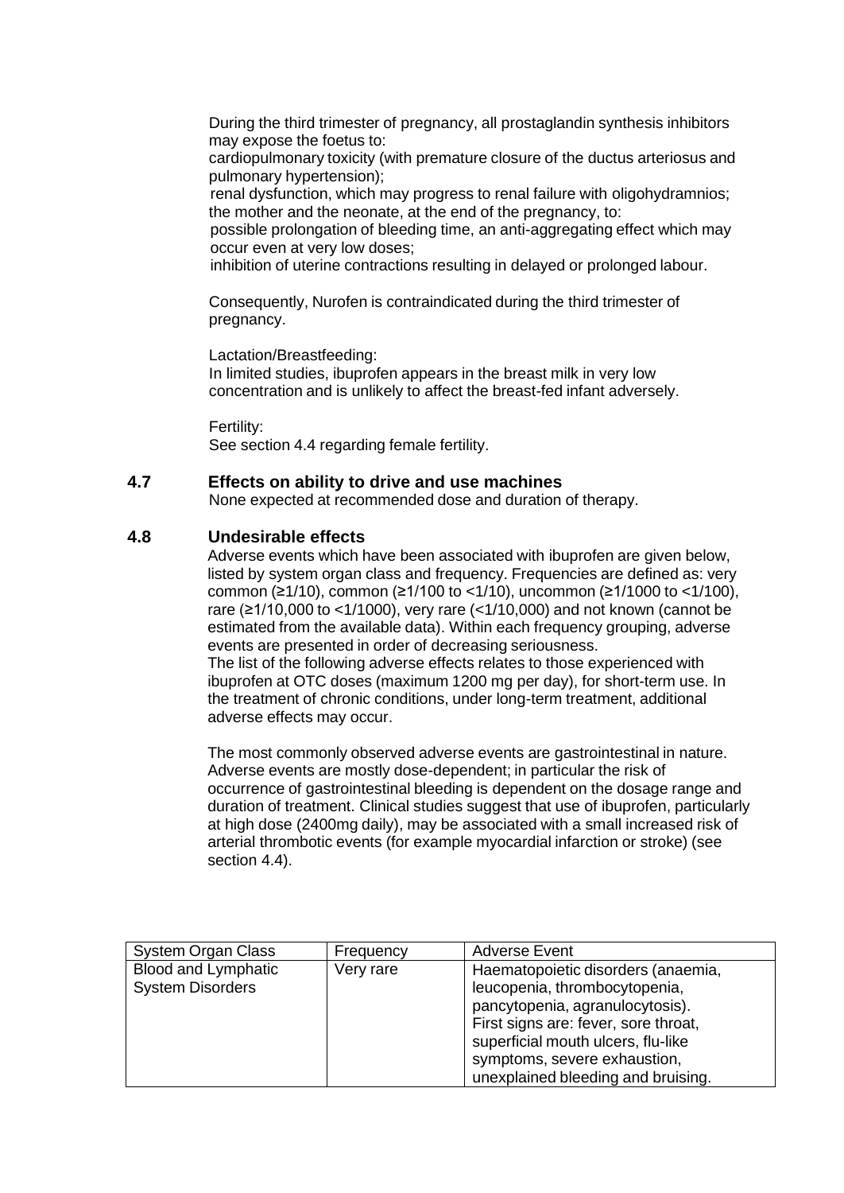During the third trimester of pregnancy, all prostaglandin synthesis inhibitors may expose the foetus to:

cardiopulmonary toxicity (with premature closure of the ductus arteriosus and pulmonary hypertension);

renal dysfunction, which may progress to renal failure with oligohydramnios; the mother and the neonate, at the end of the pregnancy, to:

possible prolongation of bleeding time, an anti-aggregating effect which may occur even at very low doses;

inhibition of uterine contractions resulting in delayed or prolonged labour.

Consequently, Nurofen is contraindicated during the third trimester of pregnancy.

Lactation/Breastfeeding:
In limited studies, ibuprofen appears in the breast milk in very low concentration and is unlikely to affect the breast-fed infant adversely.

Fertility:
See section 4.4 regarding female fertility.

## 4.7 Effects on ability to drive and use machines

None expected at recommended dose and duration of therapy.

## 4.8 Undesirable effects

Adverse events which have been associated with ibuprofen are given below, listed by system organ class and frequency. Frequencies are defined as: very common (≥1/10), common (≥1/100 to <1/10), uncommon (≥1/1000 to <1/100), rare (≥1/10,000 to <1/1000), very rare (<1/10,000) and not known (cannot be estimated from the available data). Within each frequency grouping, adverse events are presented in order of decreasing seriousness.
The list of the following adverse effects relates to those experienced with ibuprofen at OTC doses (maximum 1200 mg per day), for short-term use. In the treatment of chronic conditions, under long-term treatment, additional adverse effects may occur.

The most commonly observed adverse events are gastrointestinal in nature. Adverse events are mostly dose-dependent; in particular the risk of occurrence of gastrointestinal bleeding is dependent on the dosage range and duration of treatment. Clinical studies suggest that use of ibuprofen, particularly at high dose (2400mg daily), may be associated with a small increased risk of arterial thrombotic events (for example myocardial infarction or stroke) (see section 4.4).

| System Organ Class | Frequency | Adverse Event |
|---|---|---|
| Blood and Lymphatic System Disorders | Very rare | Haematopoietic disorders (anaemia, leucopenia, thrombocytopenia, pancytopenia, agranulocytosis). First signs are: fever, sore throat, superficial mouth ulcers, flu-like symptoms, severe exhaustion, unexplained bleeding and bruising. |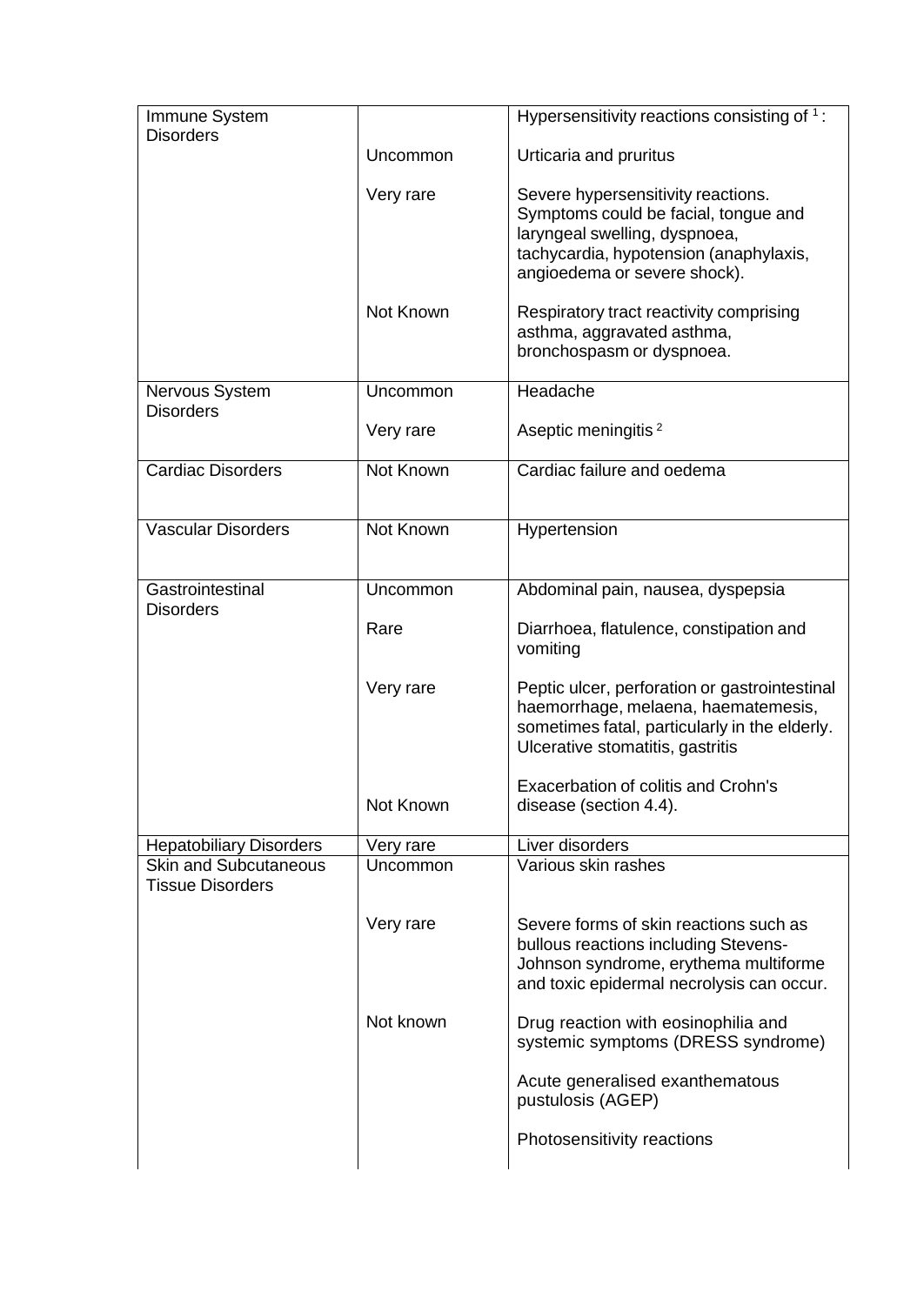| Immune System Disorders | | Hypersensitivity reactions consisting of [1]: |
|---|---|---|
| | Uncommon | Urticaria and pruritus |
| | Very rare | Severe hypersensitivity reactions. Symptoms could be facial, tongue and laryngeal swelling, dyspnoea, tachycardia, hypotension (anaphylaxis, angioedema or severe shock). |
| | Not Known | Respiratory tract reactivity comprising asthma, aggravated asthma, bronchospasm or dyspnoea. |
| Nervous System Disorders | Uncommon | Headache |
| | Very rare | Aseptic meningitis [2] |
| Cardiac Disorders | Not Known | Cardiac failure and oedema |
| Vascular Disorders | Not Known | Hypertension |
| Gastrointestinal Disorders | Uncommon | Abdominal pain, nausea, dyspepsia |
| | Rare | Diarrhoea, flatulence, constipation and vomiting |
| | Very rare | Peptic ulcer, perforation or gastrointestinal haemorrhage, melaena, haematemesis, sometimes fatal, particularly in the elderly. Ulcerative stomatitis, gastritis |
| | Not Known | Exacerbation of colitis and Crohn's disease (section 4.4). |
| Hepatobiliary Disorders | Very rare | Liver disorders |
| Skin and Subcutaneous Tissue Disorders | Uncommon | Various skin rashes |
| | Very rare | Severe forms of skin reactions such as bullous reactions including Stevens-Johnson syndrome, erythema multiforme and toxic epidermal necrolysis can occur. |
| | Not known | Drug reaction with eosinophilia and systemic symptoms (DRESS syndrome) |
| | | Acute generalised exanthematous pustulosis (AGEP) |
| | | Photosensitivity reactions |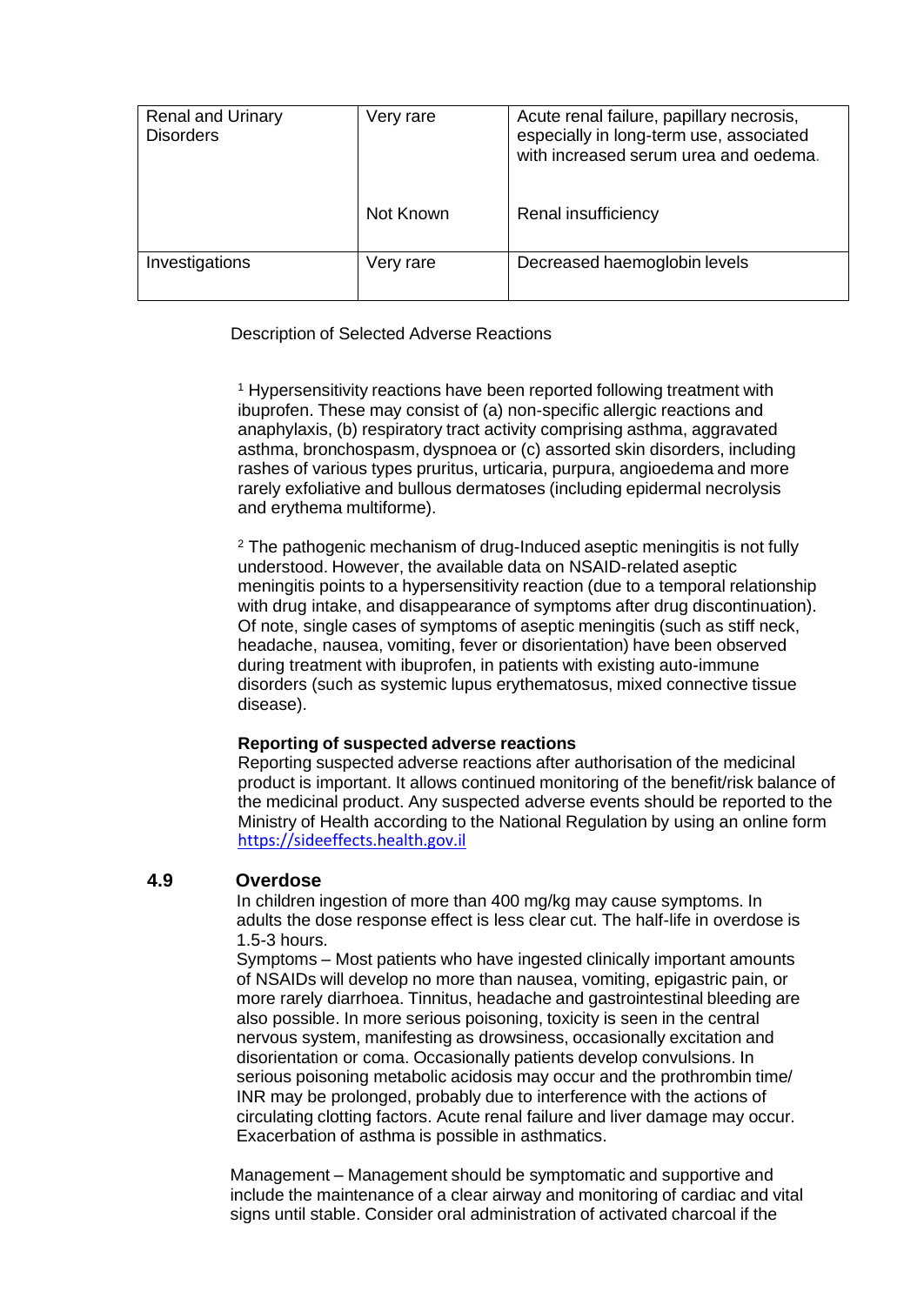| | | |
|---|---|---|
| Renal and Urinary Disorders | Very rare | Acute renal failure, papillary necrosis, especially in long-term use, associated with increased serum urea and oedema. |
| | Not Known | Renal insufficiency |
| Investigations | Very rare | Decreased haemoglobin levels |

Description of Selected Adverse Reactions

[1] Hypersensitivity reactions have been reported following treatment with ibuprofen. These may consist of (a) non-specific allergic reactions and anaphylaxis, (b) respiratory tract activity comprising asthma, aggravated asthma, bronchospasm, dyspnoea or (c) assorted skin disorders, including rashes of various types pruritus, urticaria, purpura, angioedema and more rarely exfoliative and bullous dermatoses (including epidermal necrolysis and erythema multiforme).

[2] The pathogenic mechanism of drug-Induced aseptic meningitis is not fully understood. However, the available data on NSAID-related aseptic meningitis points to a hypersensitivity reaction (due to a temporal relationship with drug intake, and disappearance of symptoms after drug discontinuation). Of note, single cases of symptoms of aseptic meningitis (such as stiff neck, headache, nausea, vomiting, fever or disorientation) have been observed during treatment with ibuprofen, in patients with existing auto-immune disorders (such as systemic lupus erythematosus, mixed connective tissue disease).

**Reporting of suspected adverse reactions**
Reporting suspected adverse reactions after authorisation of the medicinal product is important. It allows continued monitoring of the benefit/risk balance of the medicinal product. Any suspected adverse events should be reported to the Ministry of Health according to the National Regulation by using an online form https://sideeffects.health.gov.il

## 4.9 Overdose

In children ingestion of more than 400 mg/kg may cause symptoms. In adults the dose response effect is less clear cut. The half-life in overdose is 1.5-3 hours.

Symptoms – Most patients who have ingested clinically important amounts of NSAIDs will develop no more than nausea, vomiting, epigastric pain, or more rarely diarrhoea. Tinnitus, headache and gastrointestinal bleeding are also possible. In more serious poisoning, toxicity is seen in the central nervous system, manifesting as drowsiness, occasionally excitation and disorientation or coma. Occasionally patients develop convulsions. In serious poisoning metabolic acidosis may occur and the prothrombin time/ INR may be prolonged, probably due to interference with the actions of circulating clotting factors. Acute renal failure and liver damage may occur. Exacerbation of asthma is possible in asthmatics.

Management – Management should be symptomatic and supportive and include the maintenance of a clear airway and monitoring of cardiac and vital signs until stable. Consider oral administration of activated charcoal if the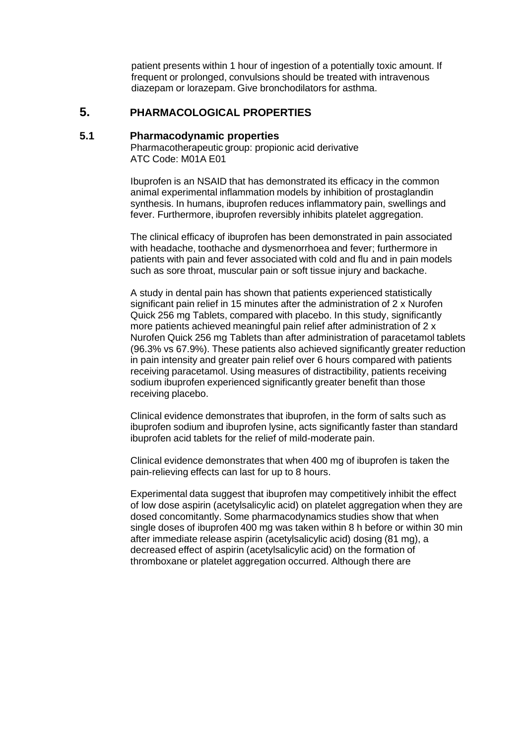patient presents within 1 hour of ingestion of a potentially toxic amount. If frequent or prolonged, convulsions should be treated with intravenous diazepam or lorazepam. Give bronchodilators for asthma.

# 5. PHARMACOLOGICAL PROPERTIES

## 5.1 Pharmacodynamic properties

Pharmacotherapeutic group: propionic acid derivative
ATC Code: M01A E01

Ibuprofen is an NSAID that has demonstrated its efficacy in the common animal experimental inflammation models by inhibition of prostaglandin synthesis. In humans, ibuprofen reduces inflammatory pain, swellings and fever. Furthermore, ibuprofen reversibly inhibits platelet aggregation.

The clinical efficacy of ibuprofen has been demonstrated in pain associated with headache, toothache and dysmenorrhoea and fever; furthermore in patients with pain and fever associated with cold and flu and in pain models such as sore throat, muscular pain or soft tissue injury and backache.

A study in dental pain has shown that patients experienced statistically significant pain relief in 15 minutes after the administration of 2 x Nurofen Quick 256 mg Tablets, compared with placebo. In this study, significantly more patients achieved meaningful pain relief after administration of 2 x Nurofen Quick 256 mg Tablets than after administration of paracetamol tablets (96.3% vs 67.9%). These patients also achieved significantly greater reduction in pain intensity and greater pain relief over 6 hours compared with patients receiving paracetamol. Using measures of distractibility, patients receiving sodium ibuprofen experienced significantly greater benefit than those receiving placebo.

Clinical evidence demonstrates that ibuprofen, in the form of salts such as ibuprofen sodium and ibuprofen lysine, acts significantly faster than standard ibuprofen acid tablets for the relief of mild-moderate pain.

Clinical evidence demonstrates that when 400 mg of ibuprofen is taken the pain-relieving effects can last for up to 8 hours.

Experimental data suggest that ibuprofen may competitively inhibit the effect of low dose aspirin (acetylsalicylic acid) on platelet aggregation when they are dosed concomitantly. Some pharmacodynamics studies show that when single doses of ibuprofen 400 mg was taken within 8 h before or within 30 min after immediate release aspirin (acetylsalicylic acid) dosing (81 mg), a decreased effect of aspirin (acetylsalicylic acid) on the formation of thromboxane or platelet aggregation occurred. Although there are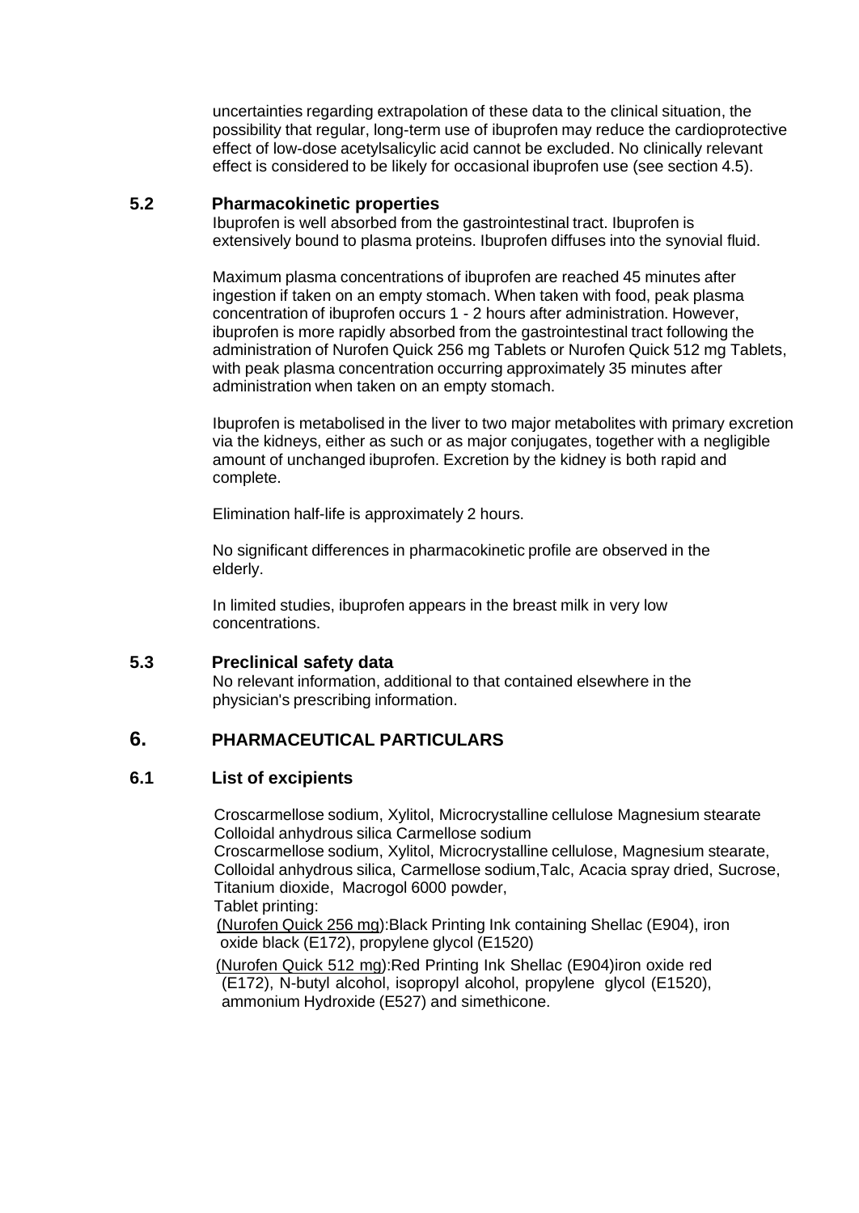uncertainties regarding extrapolation of these data to the clinical situation, the possibility that regular, long-term use of ibuprofen may reduce the cardioprotective effect of low-dose acetylsalicylic acid cannot be excluded. No clinically relevant effect is considered to be likely for occasional ibuprofen use (see section 4.5).

### 5.2 Pharmacokinetic properties

Ibuprofen is well absorbed from the gastrointestinal tract. Ibuprofen is extensively bound to plasma proteins. Ibuprofen diffuses into the synovial fluid.

Maximum plasma concentrations of ibuprofen are reached 45 minutes after ingestion if taken on an empty stomach. When taken with food, peak plasma concentration of ibuprofen occurs 1 - 2 hours after administration. However, ibuprofen is more rapidly absorbed from the gastrointestinal tract following the administration of Nurofen Quick 256 mg Tablets or Nurofen Quick 512 mg Tablets, with peak plasma concentration occurring approximately 35 minutes after administration when taken on an empty stomach.

Ibuprofen is metabolised in the liver to two major metabolites with primary excretion via the kidneys, either as such or as major conjugates, together with a negligible amount of unchanged ibuprofen. Excretion by the kidney is both rapid and complete.

Elimination half-life is approximately 2 hours.

No significant differences in pharmacokinetic profile are observed in the elderly.

In limited studies, ibuprofen appears in the breast milk in very low concentrations.

### 5.3 Preclinical safety data

No relevant information, additional to that contained elsewhere in the physician's prescribing information.

## 6. PHARMACEUTICAL PARTICULARS

### 6.1 List of excipients

Croscarmellose sodium, Xylitol, Microcrystalline cellulose Magnesium stearate Colloidal anhydrous silica Carmellose sodium

Croscarmellose sodium, Xylitol, Microcrystalline cellulose, Magnesium stearate, Colloidal anhydrous silica, Carmellose sodium,Talc, Acacia spray dried, Sucrose, Titanium dioxide, Macrogol 6000 powder,

Tablet printing:

(Nurofen Quick 256 mg):Black Printing Ink containing Shellac (E904), iron oxide black (E172), propylene glycol (E1520)

(Nurofen Quick 512 mg):Red Printing Ink Shellac (E904)iron oxide red (E172), N-butyl alcohol, isopropyl alcohol, propylene glycol (E1520), ammonium Hydroxide (E527) and simethicone.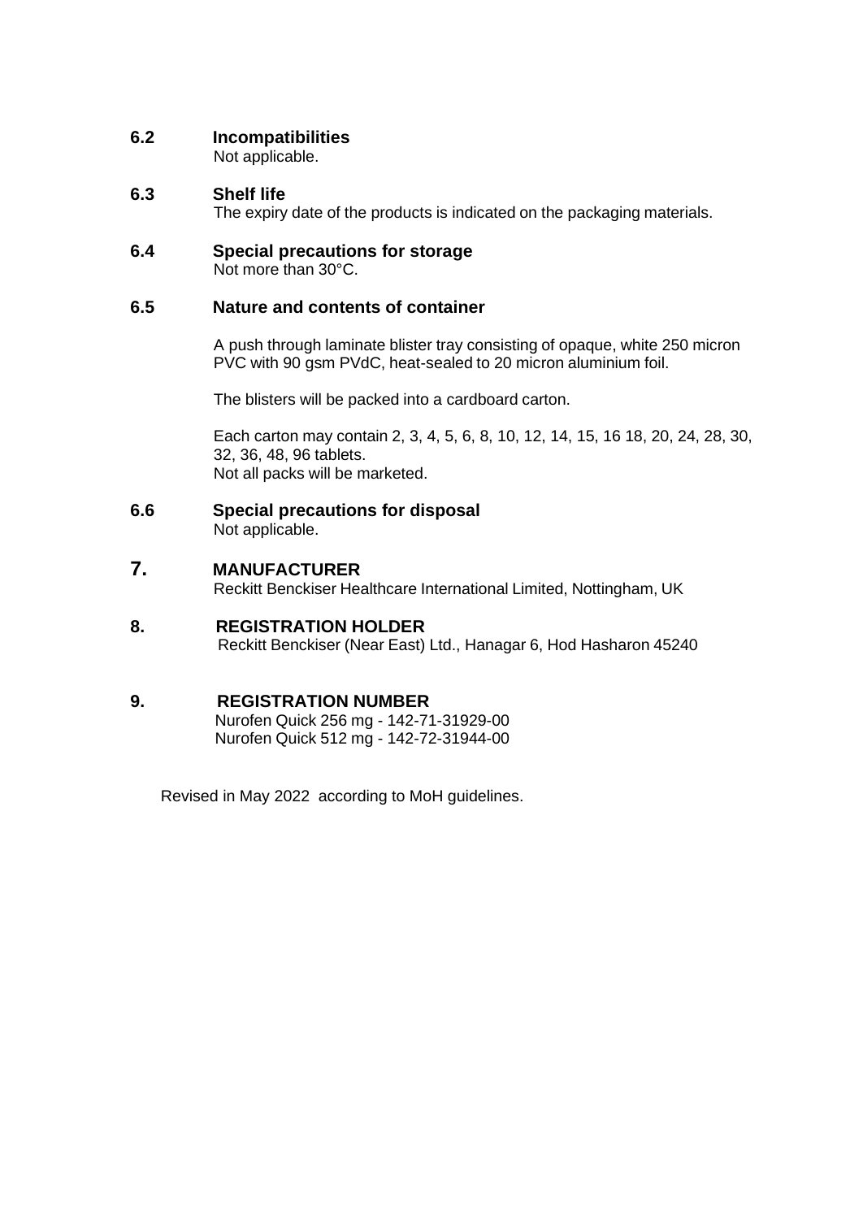### 6.2 Incompatibilities

Not applicable.

### 6.3 Shelf life

The expiry date of the products is indicated on the packaging materials.

### 6.4 Special precautions for storage

Not more than 30°C.

### 6.5 Nature and contents of container

A push through laminate blister tray consisting of opaque, white 250 micron PVC with 90 gsm PVdC, heat-sealed to 20 micron aluminium foil.

The blisters will be packed into a cardboard carton.

Each carton may contain 2, 3, 4, 5, 6, 8, 10, 12, 14, 15, 16 18, 20, 24, 28, 30, 32, 36, 48, 96 tablets.
Not all packs will be marketed.

### 6.6 Special precautions for disposal

Not applicable.

## 7. MANUFACTURER

Reckitt Benckiser Healthcare International Limited, Nottingham, UK

## 8. REGISTRATION HOLDER

Reckitt Benckiser (Near East) Ltd., Hanagar 6, Hod Hasharon 45240

## 9. REGISTRATION NUMBER

Nurofen Quick 256 mg - 142-71-31929-00
Nurofen Quick 512 mg - 142-72-31944-00

Revised in May 2022 according to MoH guidelines.